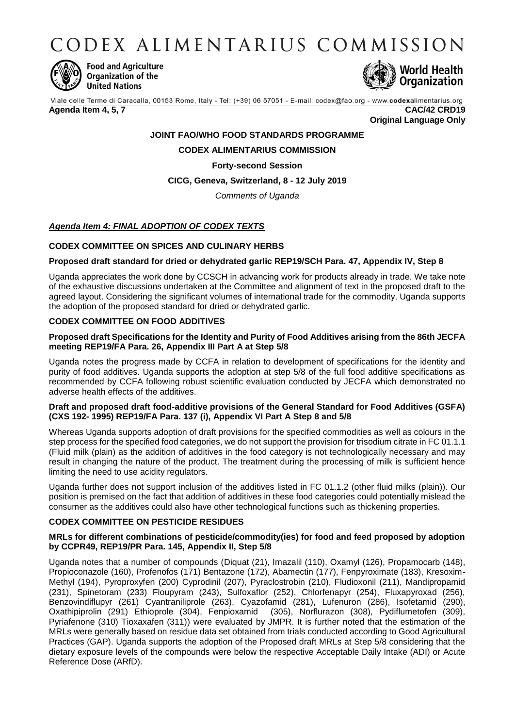# CODEX ALIMENTARIUS COMMISSION

Food and Agriculture Organization of the United Nations

World Health Organization

Viale delle Terme di Caracalla, 00153 Rome, Italy - Tel: (+39) 06 57051 - E-mail: codex@fao.org - www.codexalimentarius.org

**Agenda Item 4, 5, 7** **CAC/42 CRD19**

**Original Language Only**

**JOINT FAO/WHO FOOD STANDARDS PROGRAMME**

**CODEX ALIMENTARIUS COMMISSION**

**Forty-second Session**

**CICG, Geneva, Switzerland, 8 - 12 July 2019**

*Comments of Uganda*

## ***Agenda Item 4: FINAL ADOPTION OF CODEX TEXTS***

### CODEX COMMITTEE ON SPICES AND CULINARY HERBS

**Proposed draft standard for dried or dehydrated garlic REP19/SCH Para. 47, Appendix IV, Step 8**

Uganda appreciates the work done by CCSCH in advancing work for products already in trade. We take note of the exhaustive discussions undertaken at the Committee and alignment of text in the proposed draft to the agreed layout. Considering the significant volumes of international trade for the commodity, Uganda supports the adoption of the proposed standard for dried or dehydrated garlic.

### CODEX COMMITTEE ON FOOD ADDITIVES

**Proposed draft Specifications for the Identity and Purity of Food Additives arising from the 86th JECFA meeting REP19/FA Para. 26, Appendix III Part A at Step 5/8**

Uganda notes the progress made by CCFA in relation to development of specifications for the identity and purity of food additives. Uganda supports the adoption at step 5/8 of the full food additive specifications as recommended by CCFA following robust scientific evaluation conducted by JECFA which demonstrated no adverse health effects of the additives.

**Draft and proposed draft food-additive provisions of the General Standard for Food Additives (GSFA) (CXS 192- 1995) REP19/FA Para. 137 (i), Appendix VI Part A Step 8 and 5/8**

Whereas Uganda supports adoption of draft provisions for the specified commodities as well as colours in the step process for the specified food categories, we do not support the provision for trisodium citrate in FC 01.1.1 (Fluid milk (plain) as the addition of additives in the food category is not technologically necessary and may result in changing the nature of the product. The treatment during the processing of milk is sufficient hence limiting the need to use acidity regulators.

Uganda further does not support inclusion of the additives listed in FC 01.1.2 (other fluid milks (plain)). Our position is premised on the fact that addition of additives in these food categories could potentially mislead the consumer as the additives could also have other technological functions such as thickening properties.

### CODEX COMMITTEE ON PESTICIDE RESIDUES

**MRLs for different combinations of pesticide/commodity(ies) for food and feed proposed by adoption by CCPR49, REP19/PR Para. 145, Appendix II, Step 5/8**

Uganda notes that a number of compounds (Diquat (21), Imazalil (110), Oxamyl (126), Propamocarb (148), Propioconazole (160), Profenofos (171) Bentazone (172), Abamectin (177), Fenpyroximate (183), Kresoxim-Methyl (194), Pyroproxyfen (200) Cyprodinil (207), Pyraclostrobin (210), Fludioxonil (211), Mandipropamid (231), Spinetoram (233) Floupyram (243), Sulfoxaflor (252), Chlorfenapyr (254), Fluxapyroxad (256), Benzovindiflupyr (261) Cyantraniliprole (263), Cyazofamid (281), Lufenuron (286), Isofetamid (290), Oxathipiprolin (291) Ethioprole (304), Fenpioxamid (305), Norflurazon (308), Pydiflumetofen (309), Pyriafenone (310) Tioxaxafen (311)) were evaluated by JMPR. It is further noted that the estimation of the MRLs were generally based on residue data set obtained from trials conducted according to Good Agricultural Practices (GAP). Uganda supports the adoption of the Proposed draft MRLs at Step 5/8 considering that the dietary exposure levels of the compounds were below the respective Acceptable Daily Intake (ADI) or Acute Reference Dose (ARfD).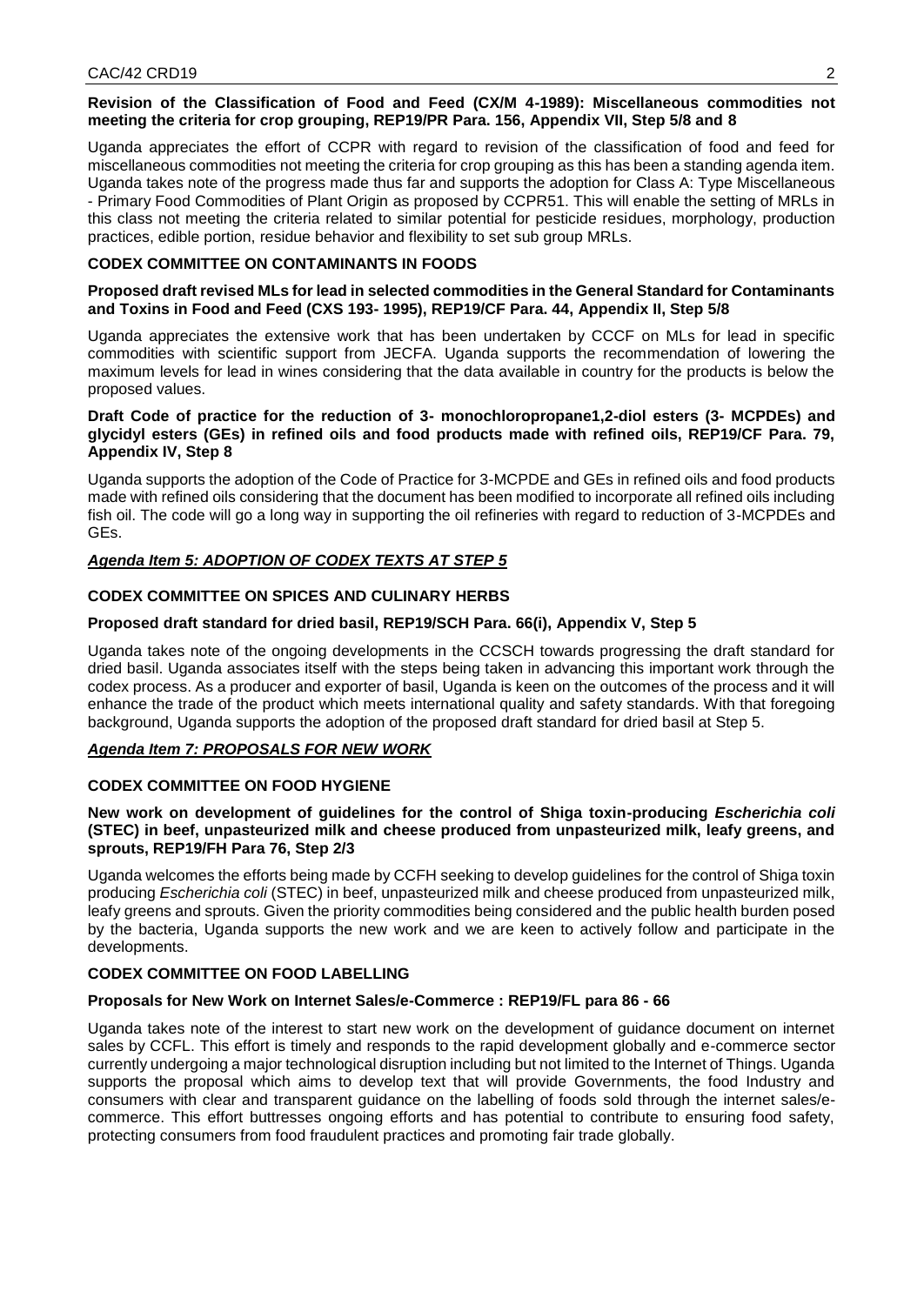**Revision of the Classification of Food and Feed (CX/M 4-1989): Miscellaneous commodities not meeting the criteria for crop grouping, REP19/PR Para. 156, Appendix VII, Step 5/8 and 8**

Uganda appreciates the effort of CCPR with regard to revision of the classification of food and feed for miscellaneous commodities not meeting the criteria for crop grouping as this has been a standing agenda item. Uganda takes note of the progress made thus far and supports the adoption for Class A: Type Miscellaneous - Primary Food Commodities of Plant Origin as proposed by CCPR51. This will enable the setting of MRLs in this class not meeting the criteria related to similar potential for pesticide residues, morphology, production practices, edible portion, residue behavior and flexibility to set sub group MRLs.

**CODEX COMMITTEE ON CONTAMINANTS IN FOODS**

**Proposed draft revised MLs for lead in selected commodities in the General Standard for Contaminants and Toxins in Food and Feed (CXS 193- 1995), REP19/CF Para. 44, Appendix II, Step 5/8**

Uganda appreciates the extensive work that has been undertaken by CCCF on MLs for lead in specific commodities with scientific support from JECFA. Uganda supports the recommendation of lowering the maximum levels for lead in wines considering that the data available in country for the products is below the proposed values.

**Draft Code of practice for the reduction of 3- monochloropropane1,2-diol esters (3- MCPDEs) and glycidyl esters (GEs) in refined oils and food products made with refined oils, REP19/CF Para. 79, Appendix IV, Step 8**

Uganda supports the adoption of the Code of Practice for 3-MCPDE and GEs in refined oils and food products made with refined oils considering that the document has been modified to incorporate all refined oils including fish oil. The code will go a long way in supporting the oil refineries with regard to reduction of 3-MCPDEs and GEs.

***Agenda Item 5: ADOPTION OF CODEX TEXTS AT STEP 5***

**CODEX COMMITTEE ON SPICES AND CULINARY HERBS**

**Proposed draft standard for dried basil, REP19/SCH Para. 66(i), Appendix V, Step 5**

Uganda takes note of the ongoing developments in the CCSCH towards progressing the draft standard for dried basil. Uganda associates itself with the steps being taken in advancing this important work through the codex process. As a producer and exporter of basil, Uganda is keen on the outcomes of the process and it will enhance the trade of the product which meets international quality and safety standards. With that foregoing background, Uganda supports the adoption of the proposed draft standard for dried basil at Step 5.

***Agenda Item 7: PROPOSALS FOR NEW WORK***

**CODEX COMMITTEE ON FOOD HYGIENE**

**New work on development of guidelines for the control of Shiga toxin-producing *Escherichia coli* (STEC) in beef, unpasteurized milk and cheese produced from unpasteurized milk, leafy greens, and sprouts, REP19/FH Para 76, Step 2/3**

Uganda welcomes the efforts being made by CCFH seeking to develop guidelines for the control of Shiga toxin producing *Escherichia coli* (STEC) in beef, unpasteurized milk and cheese produced from unpasteurized milk, leafy greens and sprouts. Given the priority commodities being considered and the public health burden posed by the bacteria, Uganda supports the new work and we are keen to actively follow and participate in the developments.

**CODEX COMMITTEE ON FOOD LABELLING**

**Proposals for New Work on Internet Sales/e-Commerce : REP19/FL para 86 - 66**

Uganda takes note of the interest to start new work on the development of guidance document on internet sales by CCFL. This effort is timely and responds to the rapid development globally and e-commerce sector currently undergoing a major technological disruption including but not limited to the Internet of Things. Uganda supports the proposal which aims to develop text that will provide Governments, the food Industry and consumers with clear and transparent guidance on the labelling of foods sold through the internet sales/e-commerce. This effort buttresses ongoing efforts and has potential to contribute to ensuring food safety, protecting consumers from food fraudulent practices and promoting fair trade globally.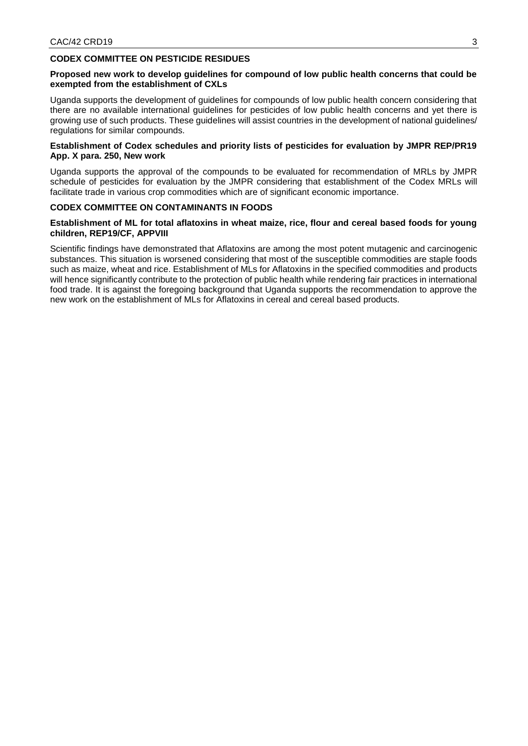## CODEX COMMITTEE ON PESTICIDE RESIDUES

### Proposed new work to develop guidelines for compound of low public health concerns that could be exempted from the establishment of CXLs

Uganda supports the development of guidelines for compounds of low public health concern considering that there are no available international guidelines for pesticides of low public health concerns and yet there is growing use of such products. These guidelines will assist countries in the development of national guidelines/ regulations for similar compounds.

### Establishment of Codex schedules and priority lists of pesticides for evaluation by JMPR REP/PR19 App. X para. 250, New work

Uganda supports the approval of the compounds to be evaluated for recommendation of MRLs by JMPR schedule of pesticides for evaluation by the JMPR considering that establishment of the Codex MRLs will facilitate trade in various crop commodities which are of significant economic importance.

## CODEX COMMITTEE ON CONTAMINANTS IN FOODS

### Establishment of ML for total aflatoxins in wheat maize, rice, flour and cereal based foods for young children, REP19/CF, APPVIII

Scientific findings have demonstrated that Aflatoxins are among the most potent mutagenic and carcinogenic substances. This situation is worsened considering that most of the susceptible commodities are staple foods such as maize, wheat and rice. Establishment of MLs for Aflatoxins in the specified commodities and products will hence significantly contribute to the protection of public health while rendering fair practices in international food trade. It is against the foregoing background that Uganda supports the recommendation to approve the new work on the establishment of MLs for Aflatoxins in cereal and cereal based products.